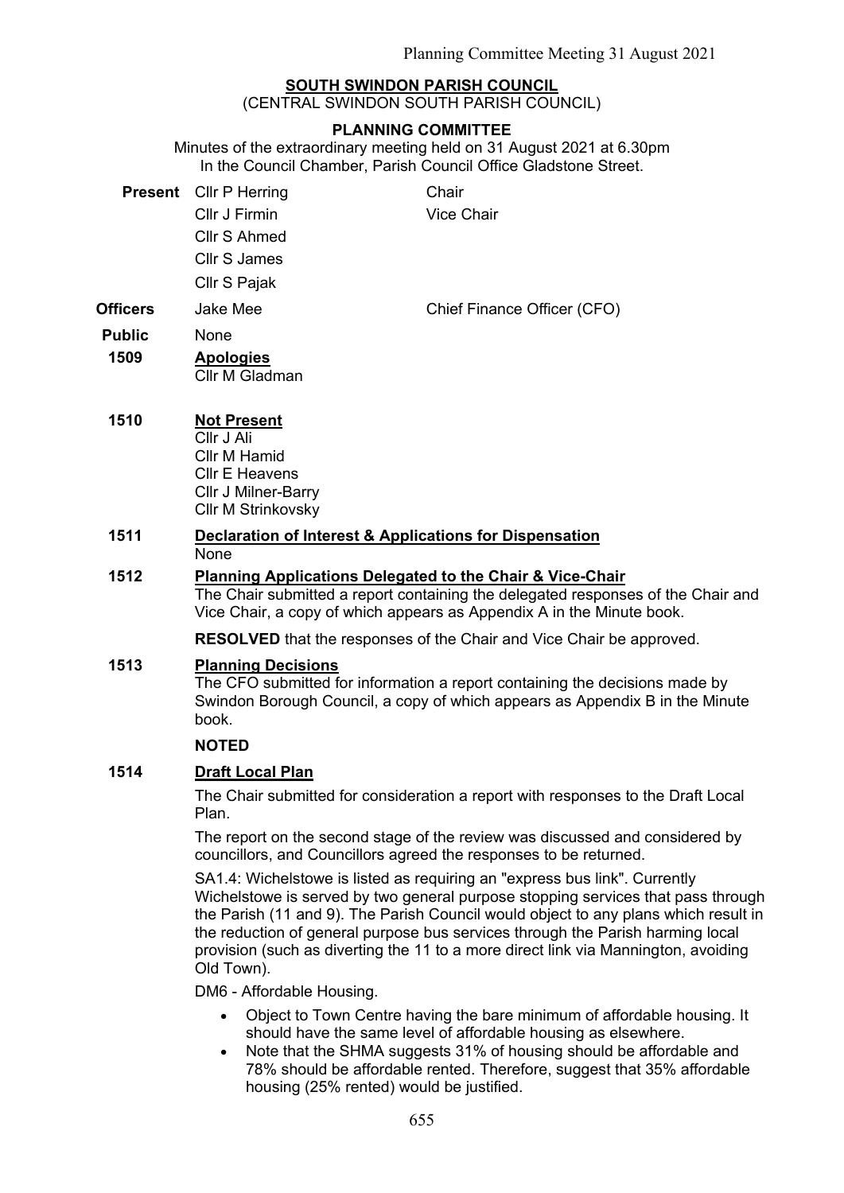**SOUTH SWINDON PARISH COUNCIL**

(CENTRAL SWINDON SOUTH PARISH COUNCIL)

**PLANNING COMMITTEE**

Minutes of the extraordinary meeting held on 31 August 2021 at 6.30pm
In the Council Chamber, Parish Council Office Gladstone Street.

| | | |
|---|---|---|
| **Present** | Cllr P Herring | Chair |
| | Cllr J Firmin | Vice Chair |
| | Cllr S Ahmed | |
| | Cllr S James | |
| | Cllr S Pajak | |
| **Officers** | Jake Mee | Chief Finance Officer (CFO) |
| **Public** | None | |

**1509 Apologies**

Cllr M Gladman

**1510 Not Present**

Cllr J Ali
Cllr M Hamid
Cllr E Heavens
Cllr J Milner-Barry
Cllr M Strinkovsky

**1511 Declaration of Interest & Applications for Dispensation**

None

**1512 Planning Applications Delegated to the Chair & Vice-Chair**

The Chair submitted a report containing the delegated responses of the Chair and Vice Chair, a copy of which appears as Appendix A in the Minute book.

**RESOLVED** that the responses of the Chair and Vice Chair be approved.

**1513 Planning Decisions**

The CFO submitted for information a report containing the decisions made by Swindon Borough Council, a copy of which appears as Appendix B in the Minute book.

**NOTED**

**1514 Draft Local Plan**

The Chair submitted for consideration a report with responses to the Draft Local Plan.

The report on the second stage of the review was discussed and considered by councillors, and Councillors agreed the responses to be returned.

SA1.4: Wichelstowe is listed as requiring an "express bus link". Currently Wichelstowe is served by two general purpose stopping services that pass through the Parish (11 and 9). The Parish Council would object to any plans which result in the reduction of general purpose bus services through the Parish harming local provision (such as diverting the 11 to a more direct link via Mannington, avoiding Old Town).

DM6 - Affordable Housing.

- Object to Town Centre having the bare minimum of affordable housing. It should have the same level of affordable housing as elsewhere.
- Note that the SHMA suggests 31% of housing should be affordable and 78% should be affordable rented. Therefore, suggest that 35% affordable housing (25% rented) would be justified.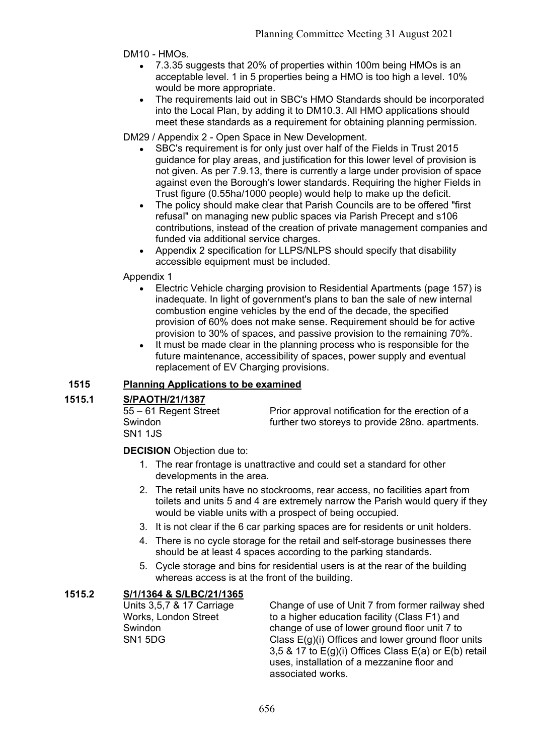DM10 - HMOs.

- 7.3.35 suggests that 20% of properties within 100m being HMOs is an acceptable level. 1 in 5 properties being a HMO is too high a level. 10% would be more appropriate.
- The requirements laid out in SBC's HMO Standards should be incorporated into the Local Plan, by adding it to DM10.3. All HMO applications should meet these standards as a requirement for obtaining planning permission.

DM29 / Appendix 2 - Open Space in New Development.

- SBC's requirement is for only just over half of the Fields in Trust 2015 guidance for play areas, and justification for this lower level of provision is not given. As per 7.9.13, there is currently a large under provision of space against even the Borough's lower standards. Requiring the higher Fields in Trust figure (0.55ha/1000 people) would help to make up the deficit.
- The policy should make clear that Parish Councils are to be offered "first refusal" on managing new public spaces via Parish Precept and s106 contributions, instead of the creation of private management companies and funded via additional service charges.
- Appendix 2 specification for LLPS/NLPS should specify that disability accessible equipment must be included.

Appendix 1

- Electric Vehicle charging provision to Residential Apartments (page 157) is inadequate. In light of government's plans to ban the sale of new internal combustion engine vehicles by the end of the decade, the specified provision of 60% does not make sense. Requirement should be for active provision to 30% of spaces, and passive provision to the remaining 70%.
- It must be made clear in the planning process who is responsible for the future maintenance, accessibility of spaces, power supply and eventual replacement of EV Charging provisions.

## 1515 Planning Applications to be examined

### 1515.1 S/PAOTH/21/1387

55 – 61 Regent Street
Swindon
SN1 1JS

Prior approval notification for the erection of a further two storeys to provide 28no. apartments.

**DECISION** Objection due to:

1. The rear frontage is unattractive and could set a standard for other developments in the area.
2. The retail units have no stockrooms, rear access, no facilities apart from toilets and units 5 and 4 are extremely narrow the Parish would query if they would be viable units with a prospect of being occupied.
3. It is not clear if the 6 car parking spaces are for residents or unit holders.
4. There is no cycle storage for the retail and self-storage businesses there should be at least 4 spaces according to the parking standards.
5. Cycle storage and bins for residential users is at the rear of the building whereas access is at the front of the building.

### 1515.2 S/1/1364 & S/LBC/21/1365

Units 3,5,7 & 17 Carriage Works, London Street
Swindon
SN1 5DG

Change of use of Unit 7 from former railway shed to a higher education facility (Class F1) and change of use of lower ground floor unit 7 to Class E(g)(i) Offices and lower ground floor units 3,5 & 17 to E(g)(i) Offices Class E(a) or E(b) retail uses, installation of a mezzanine floor and associated works.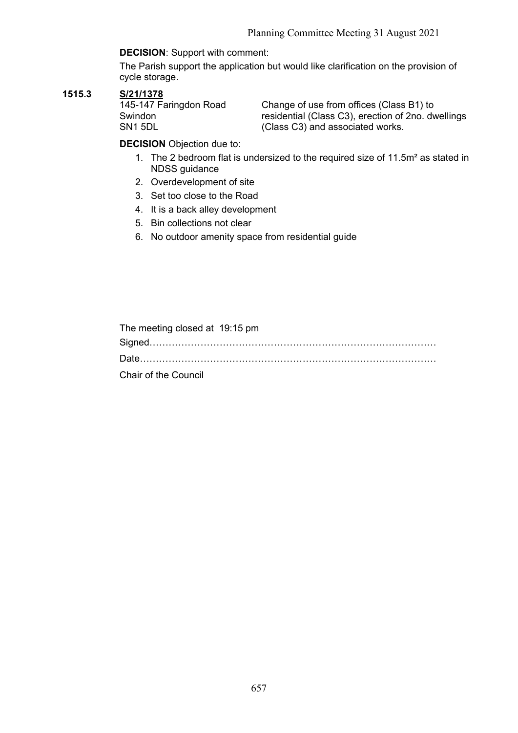**DECISION**: Support with comment:

The Parish support the application but would like clarification on the provision of cycle storage.

**1515.3 S/21/1378**

| | |
|---|---|
| 145-147 Faringdon Road<br>Swindon<br>SN1 5DL | Change of use from offices (Class B1) to residential (Class C3), erection of 2no. dwellings (Class C3) and associated works. |

**DECISION** Objection due to:

1. The 2 bedroom flat is undersized to the required size of 11.5m² as stated in NDSS guidance
2. Overdevelopment of site
3. Set too close to the Road
4. It is a back alley development
5. Bin collections not clear
6. No outdoor amenity space from residential guide

The meeting closed at 19:15 pm

Signed………………………………………………………………………………

Date…………………………………………………………………………………

Chair of the Council